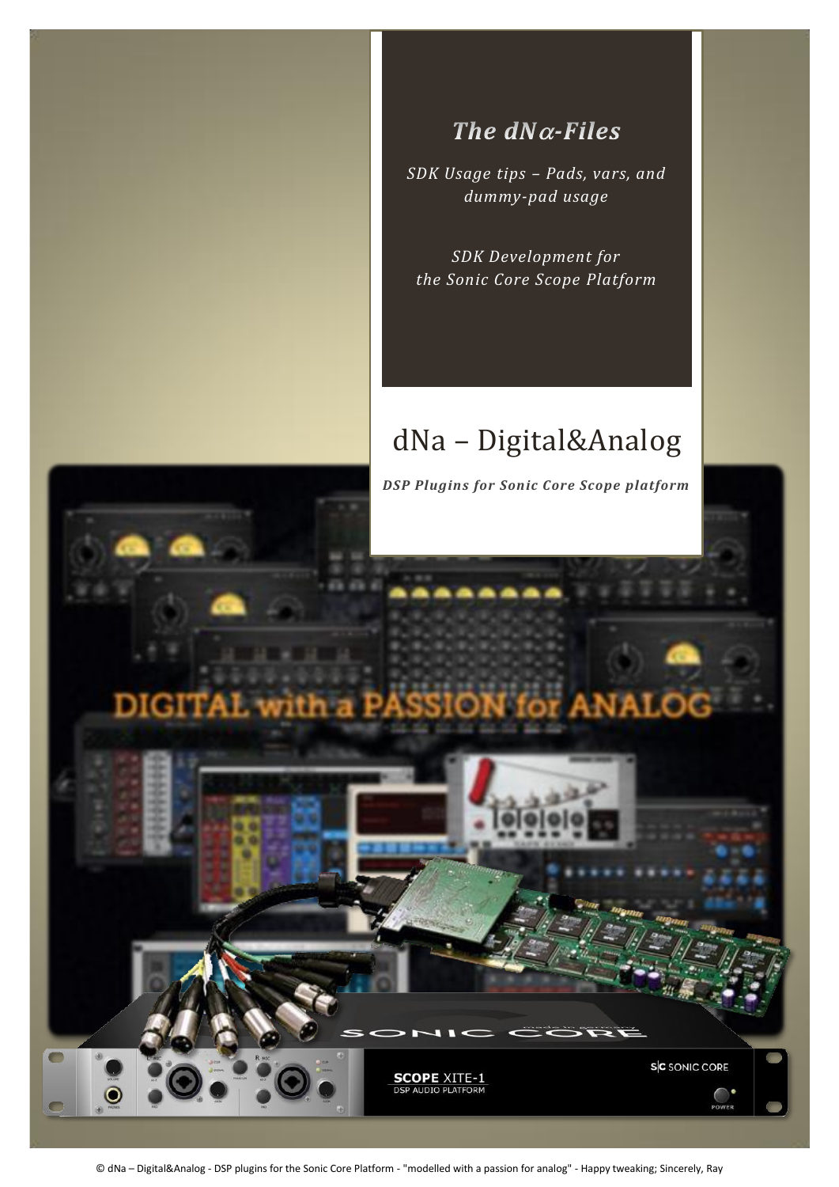# *The dNα-Files*

*SDK Usage tips – Pads, vars, and dummy-pad usage*

*SDK Development for the Sonic Core Scope Platform*

## dNa – Digital&Analog

***DSP Plugins for Sonic Core Scope platform***

© dNa – Digital&Analog - DSP plugins for the Sonic Core Platform - "modelled with a passion for analog" - Happy tweaking; Sincerely, Ray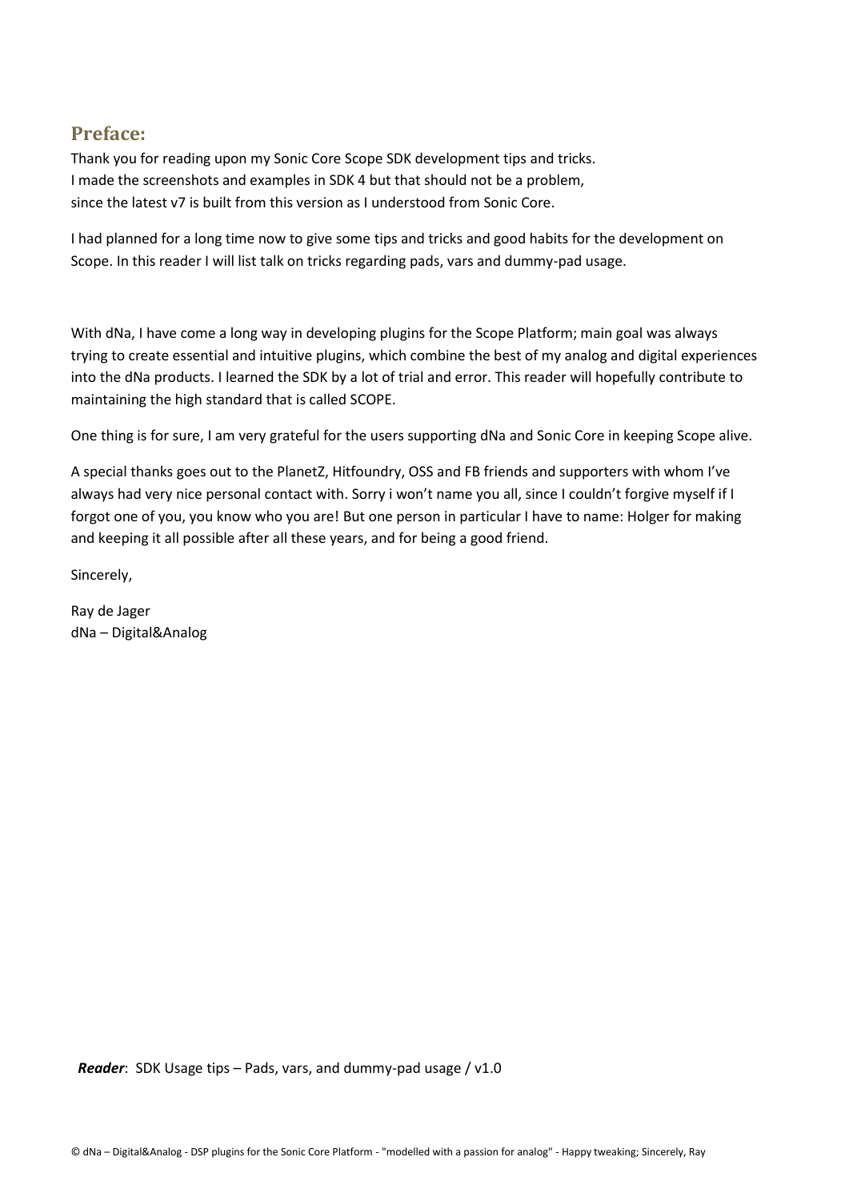## Preface:

Thank you for reading upon my Sonic Core Scope SDK development tips and tricks.
I made the screenshots and examples in SDK 4 but that should not be a problem,
since the latest v7 is built from this version as I understood from Sonic Core.

I had planned for a long time now to give some tips and tricks and good habits for the development on Scope. In this reader I will list talk on tricks regarding pads, vars and dummy-pad usage.

With dNa, I have come a long way in developing plugins for the Scope Platform; main goal was always trying to create essential and intuitive plugins, which combine the best of my analog and digital experiences into the dNa products. I learned the SDK by a lot of trial and error. This reader will hopefully contribute to maintaining the high standard that is called SCOPE.

One thing is for sure, I am very grateful for the users supporting dNa and Sonic Core in keeping Scope alive.

A special thanks goes out to the PlanetZ, Hitfoundry, OSS and FB friends and supporters with whom I've always had very nice personal contact with. Sorry i won't name you all, since I couldn't forgive myself if I forgot one of you, you know who you are! But one person in particular I have to name: Holger for making and keeping it all possible after all these years, and for being a good friend.

Sincerely,

Ray de Jager
dNa – Digital&Analog

***Reader***: SDK Usage tips – Pads, vars, and dummy-pad usage / v1.0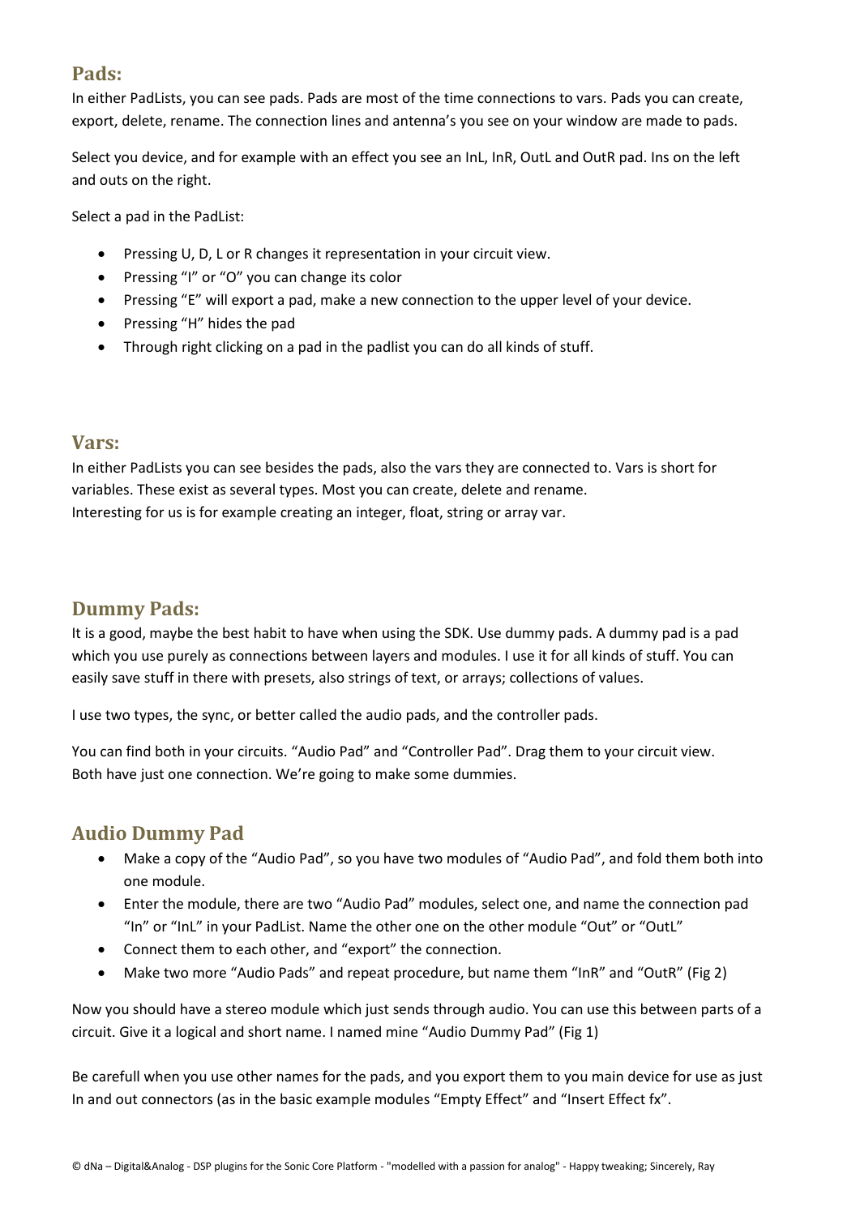## Pads:

In either PadLists, you can see pads. Pads are most of the time connections to vars. Pads you can create, export, delete, rename. The connection lines and antenna's you see on your window are made to pads.

Select you device, and for example with an effect you see an InL, InR, OutL and OutR pad. Ins on the left and outs on the right.

Select a pad in the PadList:

- Pressing U, D, L or R changes it representation in your circuit view.
- Pressing "I" or "O" you can change its color
- Pressing "E" will export a pad, make a new connection to the upper level of your device.
- Pressing "H" hides the pad
- Through right clicking on a pad in the padlist you can do all kinds of stuff.

## Vars:

In either PadLists you can see besides the pads, also the vars they are connected to. Vars is short for variables. These exist as several types. Most you can create, delete and rename.
Interesting for us is for example creating an integer, float, string or array var.

## Dummy Pads:

It is a good, maybe the best habit to have when using the SDK. Use dummy pads. A dummy pad is a pad which you use purely as connections between layers and modules. I use it for all kinds of stuff. You can easily save stuff in there with presets, also strings of text, or arrays; collections of values.

I use two types, the sync, or better called the audio pads, and the controller pads.

You can find both in your circuits. "Audio Pad" and "Controller Pad". Drag them to your circuit view.
Both have just one connection. We're going to make some dummies.

### Audio Dummy Pad

- Make a copy of the "Audio Pad", so you have two modules of "Audio Pad", and fold them both into one module.
- Enter the module, there are two "Audio Pad" modules, select one, and name the connection pad "In" or "InL" in your PadList. Name the other one on the other module "Out" or "OutL"
- Connect them to each other, and "export" the connection.
- Make two more "Audio Pads" and repeat procedure, but name them "InR" and "OutR" (Fig 2)

Now you should have a stereo module which just sends through audio. You can use this between parts of a circuit. Give it a logical and short name. I named mine "Audio Dummy Pad" (Fig 1)

Be carefull when you use other names for the pads, and you export them to you main device for use as just In and out connectors (as in the basic example modules "Empty Effect" and "Insert Effect fx".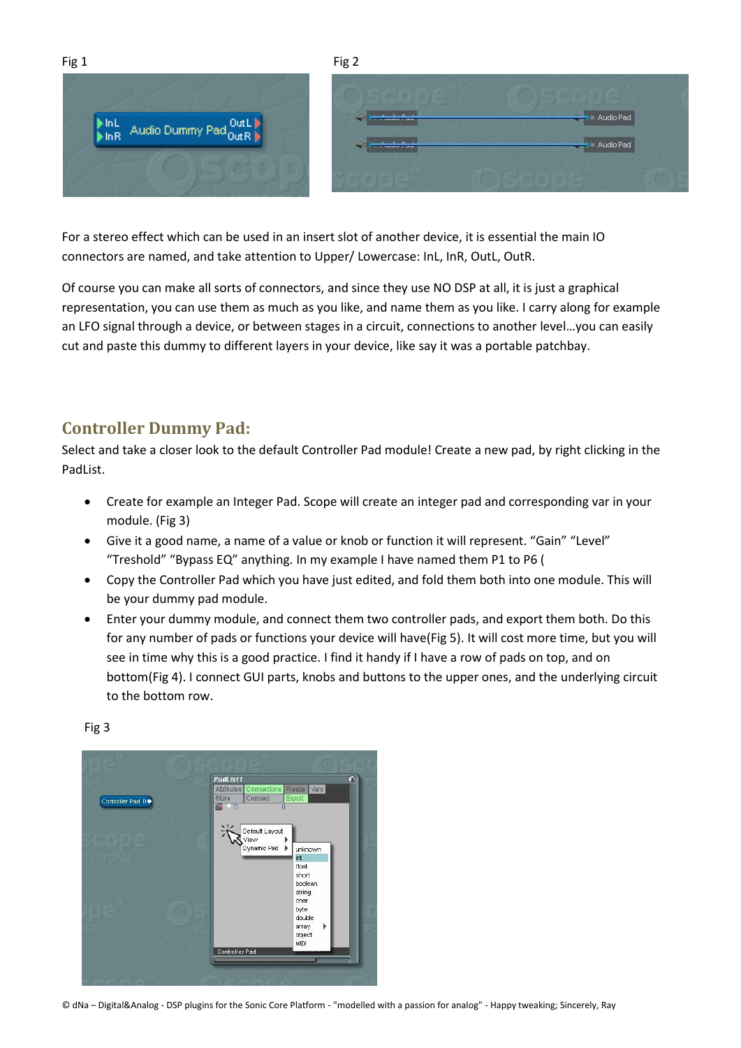Fig 1

Fig 2

For a stereo effect which can be used in an insert slot of another device, it is essential the main IO connectors are named, and take attention to Upper/ Lowercase: InL, InR, OutL, OutR.

Of course you can make all sorts of connectors, and since they use NO DSP at all, it is just a graphical representation, you can use them as much as you like, and name them as you like. I carry along for example an LFO signal through a device, or between stages in a circuit, connections to another level…you can easily cut and paste this dummy to different layers in your device, like say it was a portable patchbay.

## Controller Dummy Pad:

Select and take a closer look to the default Controller Pad module! Create a new pad, by right clicking in the PadList.

- Create for example an Integer Pad. Scope will create an integer pad and corresponding var in your module. (Fig 3)
- Give it a good name, a name of a value or knob or function it will represent. "Gain" "Level" "Treshold" "Bypass EQ" anything. In my example I have named them P1 to P6 (
- Copy the Controller Pad which you have just edited, and fold them both into one module. This will be your dummy pad module.
- Enter your dummy module, and connect them two controller pads, and export them both. Do this for any number of pads or functions your device will have(Fig 5). It will cost more time, but you will see in time why this is a good practice. I find it handy if I have a row of pads on top, and on bottom(Fig 4). I connect GUI parts, knobs and buttons to the upper ones, and the underlying circuit to the bottom row.

Fig 3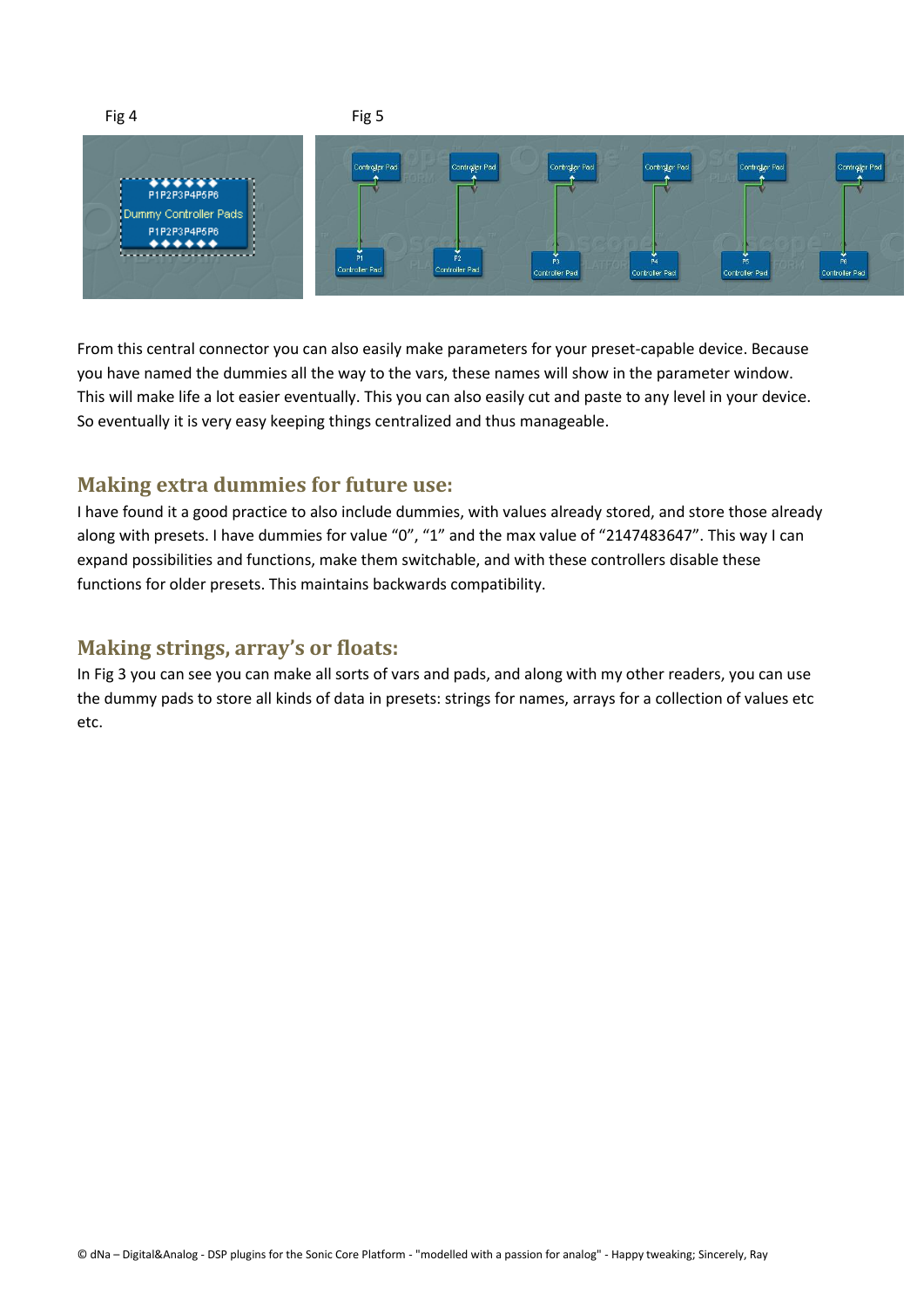Fig 4

Fig 5

From this central connector you can also easily make parameters for your preset-capable device. Because you have named the dummies all the way to the vars, these names will show in the parameter window. This will make life a lot easier eventually. This you can also easily cut and paste to any level in your device. So eventually it is very easy keeping things centralized and thus manageable.

## Making extra dummies for future use:

I have found it a good practice to also include dummies, with values already stored, and store those already along with presets. I have dummies for value “0”, “1” and the max value of “2147483647”. This way I can expand possibilities and functions, make them switchable, and with these controllers disable these functions for older presets. This maintains backwards compatibility.

## Making strings, array’s or floats:

In Fig 3 you can see you can make all sorts of vars and pads, and along with my other readers, you can use the dummy pads to store all kinds of data in presets: strings for names, arrays for a collection of values etc etc.